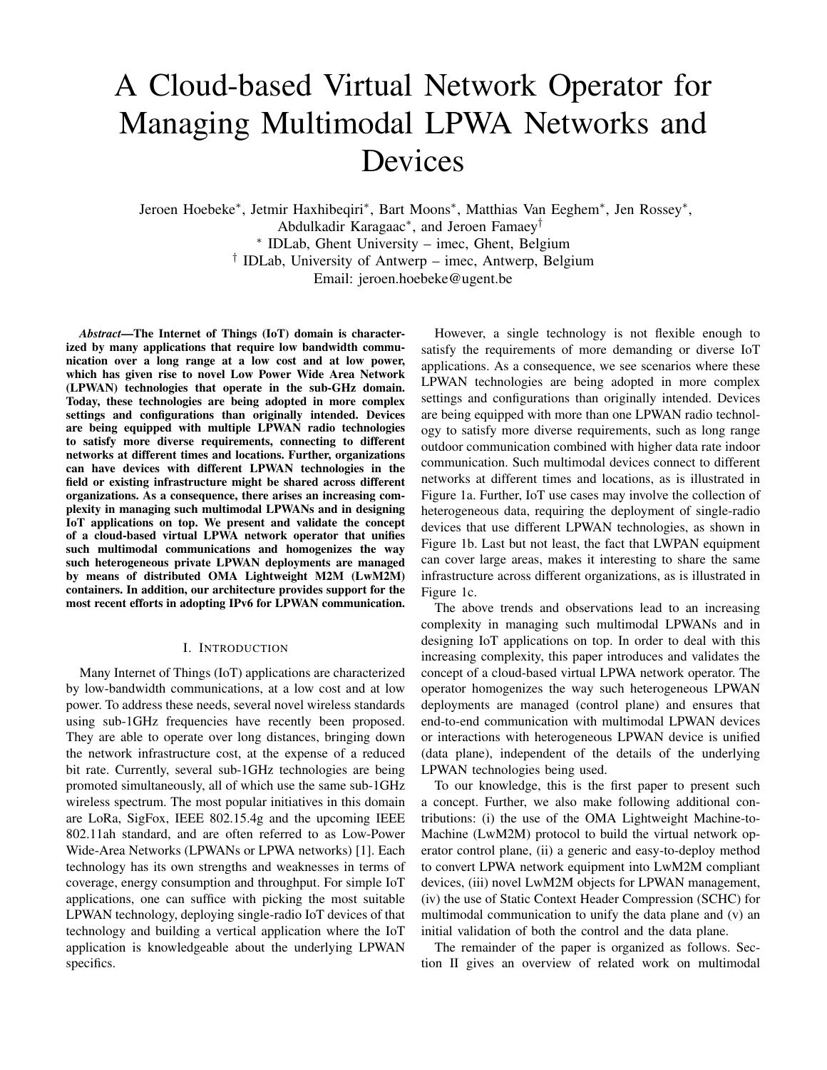# A Cloud-based Virtual Network Operator for Managing Multimodal LPWA Networks and Devices

Jeroen Hoebeke*, Jetmir Haxhibeqiri*, Bart Moons*, Matthias Van Eeghem*, Jen Rossey*, Abdulkadir Karagaac*, and Jeroen Famaey†

* IDLab, Ghent University – imec, Ghent, Belgium

† IDLab, University of Antwerp – imec, Antwerp, Belgium

Email: jeroen.hoebeke@ugent.be

***Abstract*—The Internet of Things (IoT) domain is characterized by many applications that require low bandwidth communication over a long range at a low cost and at low power, which has given rise to novel Low Power Wide Area Network (LPWAN) technologies that operate in the sub-GHz domain. Today, these technologies are being adopted in more complex settings and configurations than originally intended. Devices are being equipped with multiple LPWAN radio technologies to satisfy more diverse requirements, connecting to different networks at different times and locations. Further, organizations can have devices with different LPWAN technologies in the field or existing infrastructure might be shared across different organizations. As a consequence, there arises an increasing complexity in managing such multimodal LPWANs and in designing IoT applications on top. We present and validate the concept of a cloud-based virtual LPWA network operator that unifies such multimodal communications and homogenizes the way such heterogeneous private LPWAN deployments are managed by means of distributed OMA Lightweight M2M (LwM2M) containers. In addition, our architecture provides support for the most recent efforts in adopting IPv6 for LPWAN communication.**

## I. Introduction

Many Internet of Things (IoT) applications are characterized by low-bandwidth communications, at a low cost and at low power. To address these needs, several novel wireless standards using sub-1GHz frequencies have recently been proposed. They are able to operate over long distances, bringing down the network infrastructure cost, at the expense of a reduced bit rate. Currently, several sub-1GHz technologies are being promoted simultaneously, all of which use the same sub-1GHz wireless spectrum. The most popular initiatives in this domain are LoRa, SigFox, IEEE 802.15.4g and the upcoming IEEE 802.11ah standard, and are often referred to as Low-Power Wide-Area Networks (LPWANs or LPWA networks) [1]. Each technology has its own strengths and weaknesses in terms of coverage, energy consumption and throughput. For simple IoT applications, one can suffice with picking the most suitable LPWAN technology, deploying single-radio IoT devices of that technology and building a vertical application where the IoT application is knowledgeable about the underlying LPWAN specifics.

However, a single technology is not flexible enough to satisfy the requirements of more demanding or diverse IoT applications. As a consequence, we see scenarios where these LPWAN technologies are being adopted in more complex settings and configurations than originally intended. Devices are being equipped with more than one LPWAN radio technology to satisfy more diverse requirements, such as long range outdoor communication combined with higher data rate indoor communication. Such multimodal devices connect to different networks at different times and locations, as is illustrated in Figure 1a. Further, IoT use cases may involve the collection of heterogeneous data, requiring the deployment of single-radio devices that use different LPWAN technologies, as shown in Figure 1b. Last but not least, the fact that LWPAN equipment can cover large areas, makes it interesting to share the same infrastructure across different organizations, as is illustrated in Figure 1c.

The above trends and observations lead to an increasing complexity in managing such multimodal LPWANs and in designing IoT applications on top. In order to deal with this increasing complexity, this paper introduces and validates the concept of a cloud-based virtual LPWA network operator. The operator homogenizes the way such heterogeneous LPWAN deployments are managed (control plane) and ensures that end-to-end communication with multimodal LPWAN devices or interactions with heterogeneous LPWAN device is unified (data plane), independent of the details of the underlying LPWAN technologies being used.

To our knowledge, this is the first paper to present such a concept. Further, we also make following additional contributions: (i) the use of the OMA Lightweight Machine-to-Machine (LwM2M) protocol to build the virtual network operator control plane, (ii) a generic and easy-to-deploy method to convert LPWA network equipment into LwM2M compliant devices, (iii) novel LwM2M objects for LPWAN management, (iv) the use of Static Context Header Compression (SCHC) for multimodal communication to unify the data plane and (v) an initial validation of both the control and the data plane.

The remainder of the paper is organized as follows. Section II gives an overview of related work on multimodal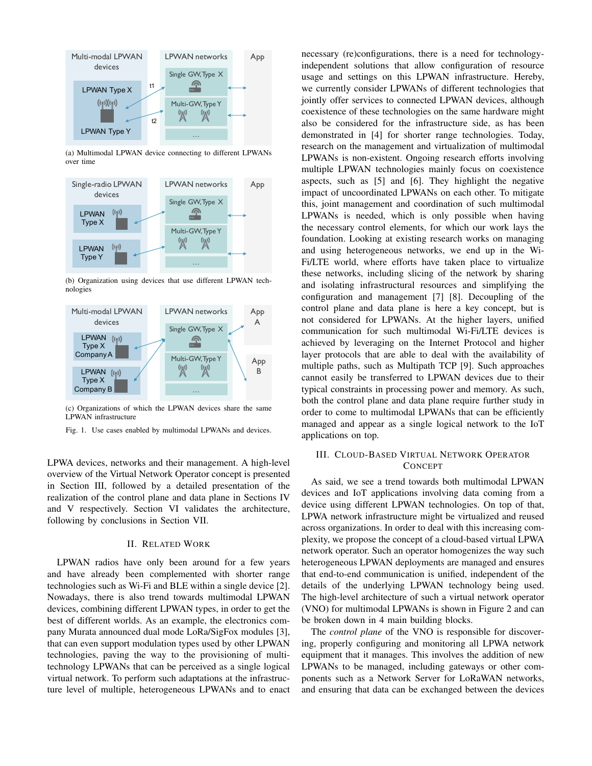(a) Multimodal LPWAN device connecting to different LPWANs over time

(b) Organization using devices that use different LPWAN technologies

(c) Organizations of which the LPWAN devices share the same LPWAN infrastructure

Fig. 1. Use cases enabled by multimodal LPWANs and devices.

LPWA devices, networks and their management. A high-level overview of the Virtual Network Operator concept is presented in Section III, followed by a detailed presentation of the realization of the control plane and data plane in Sections IV and V respectively. Section VI validates the architecture, following by conclusions in Section VII.

## II. Related Work

LPWAN radios have only been around for a few years and have already been complemented with shorter range technologies such as Wi-Fi and BLE within a single device [2]. Nowadays, there is also trend towards multimodal LPWAN devices, combining different LPWAN types, in order to get the best of different worlds. As an example, the electronics company Murata announced dual mode LoRa/SigFox modules [3], that can even support modulation types used by other LPWAN technologies, paving the way to the provisioning of multi-technology LPWANs that can be perceived as a single logical virtual network. To perform such adaptations at the infrastructure level of multiple, heterogeneous LPWANs and to enact necessary (re)configurations, there is a need for technology-independent solutions that allow configuration of resource usage and settings on this LPWAN infrastructure. Hereby, we currently consider LPWANs of different technologies that jointly offer services to connected LPWAN devices, although coexistence of these technologies on the same hardware might also be considered for the infrastructure side, as has been demonstrated in [4] for shorter range technologies. Today, research on the management and virtualization of multimodal LPWANs is non-existent. Ongoing research efforts involving multiple LPWAN technologies mainly focus on coexistence aspects, such as [5] and [6]. They highlight the negative impact of uncoordinated LPWANs on each other. To mitigate this, joint management and coordination of such multimodal LPWANs is needed, which is only possible when having the necessary control elements, for which our work lays the foundation. Looking at existing research works on managing and using heterogeneous networks, we end up in the Wi-Fi/LTE world, where efforts have taken place to virtualize these networks, including slicing of the network by sharing and isolating infrastructural resources and simplifying the configuration and management [7] [8]. Decoupling of the control plane and data plane is here a key concept, but is not considered for LPWANs. At the higher layers, unified communication for such multimodal Wi-Fi/LTE devices is achieved by leveraging on the Internet Protocol and higher layer protocols that are able to deal with the availability of multiple paths, such as Multipath TCP [9]. Such approaches cannot easily be transferred to LPWAN devices due to their typical constraints in processing power and memory. As such, both the control plane and data plane require further study in order to come to multimodal LPWANs that can be efficiently managed and appear as a single logical network to the IoT applications on top.

## III. Cloud-Based Virtual Network Operator Concept

As said, we see a trend towards both multimodal LPWAN devices and IoT applications involving data coming from a device using different LPWAN technologies. On top of that, LPWA network infrastructure might be virtualized and reused across organizations. In order to deal with this increasing complexity, we propose the concept of a cloud-based virtual LPWA network operator. Such an operator homogenizes the way such heterogeneous LPWAN deployments are managed and ensures that end-to-end communication is unified, independent of the details of the underlying LPWAN technology being used. The high-level architecture of such a virtual network operator (VNO) for multimodal LPWANs is shown in Figure 2 and can be broken down in 4 main building blocks.

The *control plane* of the VNO is responsible for discovering, properly configuring and monitoring all LPWA network equipment that it manages. This involves the addition of new LPWANs to be managed, including gateways or other components such as a Network Server for LoRaWAN networks, and ensuring that data can be exchanged between the devices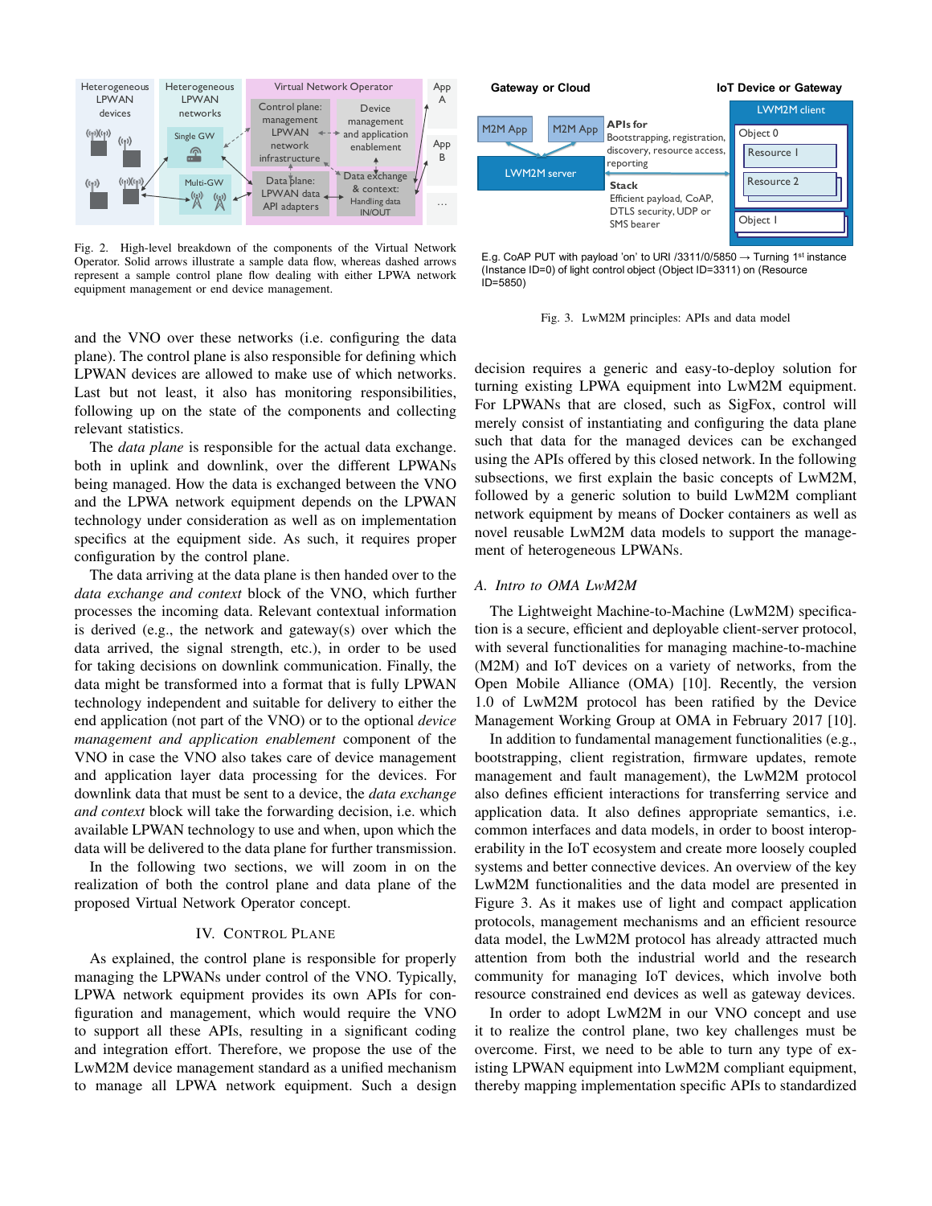Fig. 2. High-level breakdown of the components of the Virtual Network Operator. Solid arrows illustrate a sample data flow, whereas dashed arrows represent a sample control plane flow dealing with either LPWA network equipment management or end device management.

E.g. CoAP PUT with payload 'on' to URI /3311/0/5850 → Turning 1st instance (Instance ID=0) of light control object (Object ID=3311) on (Resource ID=5850)

Fig. 3. LwM2M principles: APIs and data model

and the VNO over these networks (i.e. configuring the data plane). The control plane is also responsible for defining which LPWAN devices are allowed to make use of which networks. Last but not least, it also has monitoring responsibilities, following up on the state of the components and collecting relevant statistics.

The *data plane* is responsible for the actual data exchange. both in uplink and downlink, over the different LPWANs being managed. How the data is exchanged between the VNO and the LPWA network equipment depends on the LPWAN technology under consideration as well as on implementation specifics at the equipment side. As such, it requires proper configuration by the control plane.

The data arriving at the data plane is then handed over to the *data exchange and context* block of the VNO, which further processes the incoming data. Relevant contextual information is derived (e.g., the network and gateway(s) over which the data arrived, the signal strength, etc.), in order to be used for taking decisions on downlink communication. Finally, the data might be transformed into a format that is fully LPWAN technology independent and suitable for delivery to either the end application (not part of the VNO) or to the optional *device management and application enablement* component of the VNO in case the VNO also takes care of device management and application layer data processing for the devices. For downlink data that must be sent to a device, the *data exchange and context* block will take the forwarding decision, i.e. which available LPWAN technology to use and when, upon which the data will be delivered to the data plane for further transmission.

In the following two sections, we will zoom in on the realization of both the control plane and data plane of the proposed Virtual Network Operator concept.

## IV. Control Plane

As explained, the control plane is responsible for properly managing the LPWANs under control of the VNO. Typically, LPWA network equipment provides its own APIs for configuration and management, which would require the VNO to support all these APIs, resulting in a significant coding and integration effort. Therefore, we propose the use of the LwM2M device management standard as a unified mechanism to manage all LPWA network equipment. Such a design decision requires a generic and easy-to-deploy solution for turning existing LPWA equipment into LwM2M equipment. For LPWANs that are closed, such as SigFox, control will merely consist of instantiating and configuring the data plane such that data for the managed devices can be exchanged using the APIs offered by this closed network. In the following subsections, we first explain the basic concepts of LwM2M, followed by a generic solution to build LwM2M compliant network equipment by means of Docker containers as well as novel reusable LwM2M data models to support the management of heterogeneous LPWANs.

### A. Intro to OMA LwM2M

The Lightweight Machine-to-Machine (LwM2M) specification is a secure, efficient and deployable client-server protocol, with several functionalities for managing machine-to-machine (M2M) and IoT devices on a variety of networks, from the Open Mobile Alliance (OMA) [10]. Recently, the version 1.0 of LwM2M protocol has been ratified by the Device Management Working Group at OMA in February 2017 [10].

In addition to fundamental management functionalities (e.g., bootstrapping, client registration, firmware updates, remote management and fault management), the LwM2M protocol also defines efficient interactions for transferring service and application data. It also defines appropriate semantics, i.e. common interfaces and data models, in order to boost interoperability in the IoT ecosystem and create more loosely coupled systems and better connective devices. An overview of the key LwM2M functionalities and the data model are presented in Figure 3. As it makes use of light and compact application protocols, management mechanisms and an efficient resource data model, the LwM2M protocol has already attracted much attention from both the industrial world and the research community for managing IoT devices, which involve both resource constrained end devices as well as gateway devices.

In order to adopt LwM2M in our VNO concept and use it to realize the control plane, two key challenges must be overcome. First, we need to be able to turn any type of existing LPWAN equipment into LwM2M compliant equipment, thereby mapping implementation specific APIs to standardized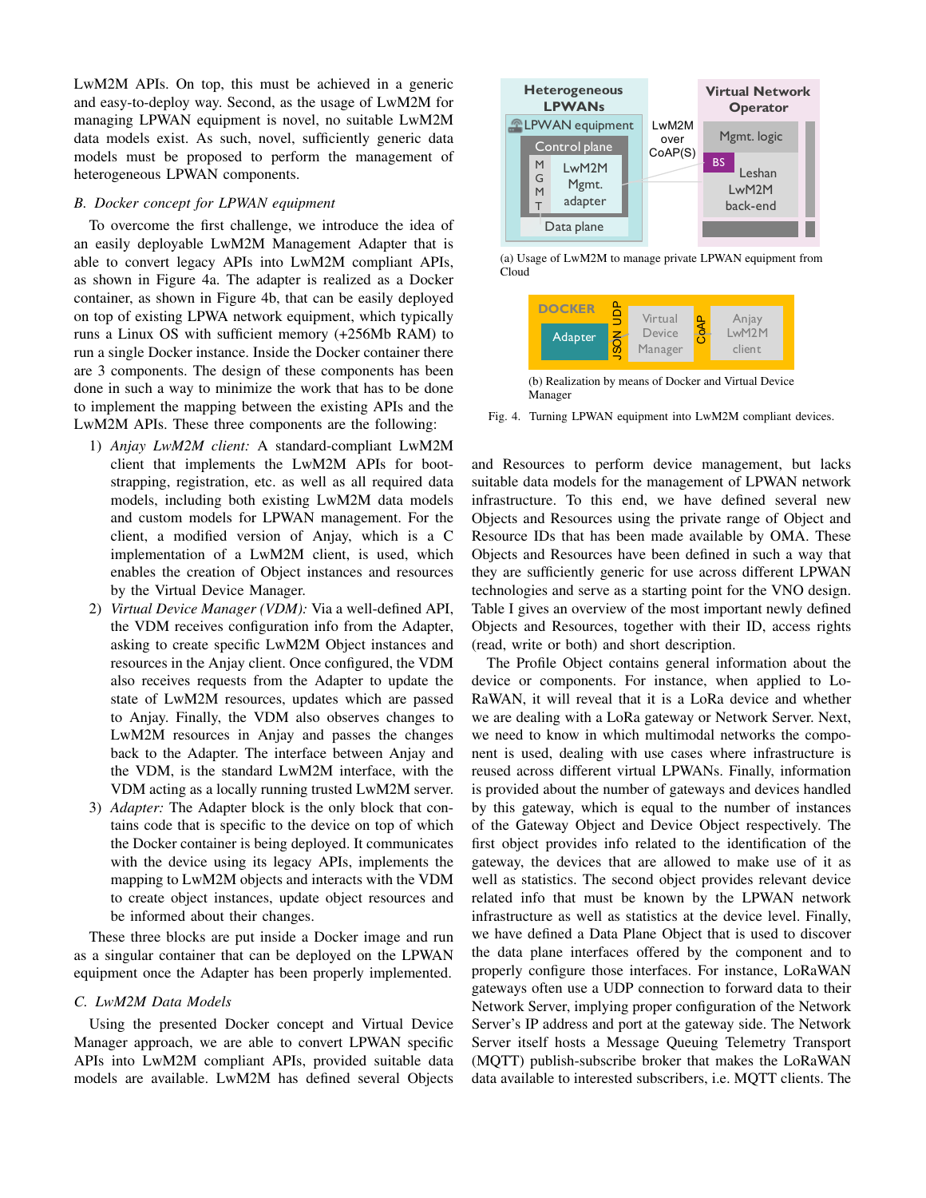LwM2M APIs. On top, this must be achieved in a generic and easy-to-deploy way. Second, as the usage of LwM2M for managing LPWAN equipment is novel, no suitable LwM2M data models exist. As such, novel, sufficiently generic data models must be proposed to perform the management of heterogeneous LPWAN components.

### *B. Docker concept for LPWAN equipment*

To overcome the first challenge, we introduce the idea of an easily deployable LwM2M Management Adapter that is able to convert legacy APIs into LwM2M compliant APIs, as shown in Figure 4a. The adapter is realized as a Docker container, as shown in Figure 4b, that can be easily deployed on top of existing LPWA network equipment, which typically runs a Linux OS with sufficient memory (+256Mb RAM) to run a single Docker instance. Inside the Docker container there are 3 components. The design of these components has been done in such a way to minimize the work that has to be done to implement the mapping between the existing APIs and the LwM2M APIs. These three components are the following:

1) *Anjay LwM2M client:* A standard-compliant LwM2M client that implements the LwM2M APIs for bootstrapping, registration, etc. as well as all required data models, including both existing LwM2M data models and custom models for LPWAN management. For the client, a modified version of Anjay, which is a C implementation of a LwM2M client, is used, which enables the creation of Object instances and resources by the Virtual Device Manager.
2) *Virtual Device Manager (VDM):* Via a well-defined API, the VDM receives configuration info from the Adapter, asking to create specific LwM2M Object instances and resources in the Anjay client. Once configured, the VDM also receives requests from the Adapter to update the state of LwM2M resources, updates which are passed to Anjay. Finally, the VDM also observes changes to LwM2M resources in Anjay and passes the changes back to the Adapter. The interface between Anjay and the VDM, is the standard LwM2M interface, with the VDM acting as a locally running trusted LwM2M server.
3) *Adapter:* The Adapter block is the only block that contains code that is specific to the device on top of which the Docker container is being deployed. It communicates with the device using its legacy APIs, implements the mapping to LwM2M objects and interacts with the VDM to create object instances, update object resources and be informed about their changes.

These three blocks are put inside a Docker image and run as a singular container that can be deployed on the LPWAN equipment once the Adapter has been properly implemented.

### *C. LwM2M Data Models*

Using the presented Docker concept and Virtual Device Manager approach, we are able to convert LPWAN specific APIs into LwM2M compliant APIs, provided suitable data models are available. LwM2M has defined several Objects and Resources to perform device management, but lacks suitable data models for the management of LPWAN network infrastructure. To this end, we have defined several new Objects and Resources using the private range of Object and Resource IDs that has been made available by OMA. These Objects and Resources have been defined in such a way that they are sufficiently generic for use across different LPWAN technologies and serve as a starting point for the VNO design. Table I gives an overview of the most important newly defined Objects and Resources, together with their ID, access rights (read, write or both) and short description.

(a) Usage of LwM2M to manage private LPWAN equipment from Cloud

(b) Realization by means of Docker and Virtual Device Manager

Fig. 4. Turning LPWAN equipment into LwM2M compliant devices.

The Profile Object contains general information about the device or components. For instance, when applied to LoRaWAN, it will reveal that it is a LoRa device and whether we are dealing with a LoRa gateway or Network Server. Next, we need to know in which multimodal networks the component is used, dealing with use cases where infrastructure is reused across different virtual LPWANs. Finally, information is provided about the number of gateways and devices handled by this gateway, which is equal to the number of instances of the Gateway Object and Device Object respectively. The first object provides info related to the identification of the gateway, the devices that are allowed to make use of it as well as statistics. The second object provides relevant device related info that must be known by the LPWAN network infrastructure as well as statistics at the device level. Finally, we have defined a Data Plane Object that is used to discover the data plane interfaces offered by the component and to properly configure those interfaces. For instance, LoRaWAN gateways often use a UDP connection to forward data to their Network Server, implying proper configuration of the Network Server's IP address and port at the gateway side. The Network Server itself hosts a Message Queuing Telemetry Transport (MQTT) publish-subscribe broker that makes the LoRaWAN data available to interested subscribers, i.e. MQTT clients. The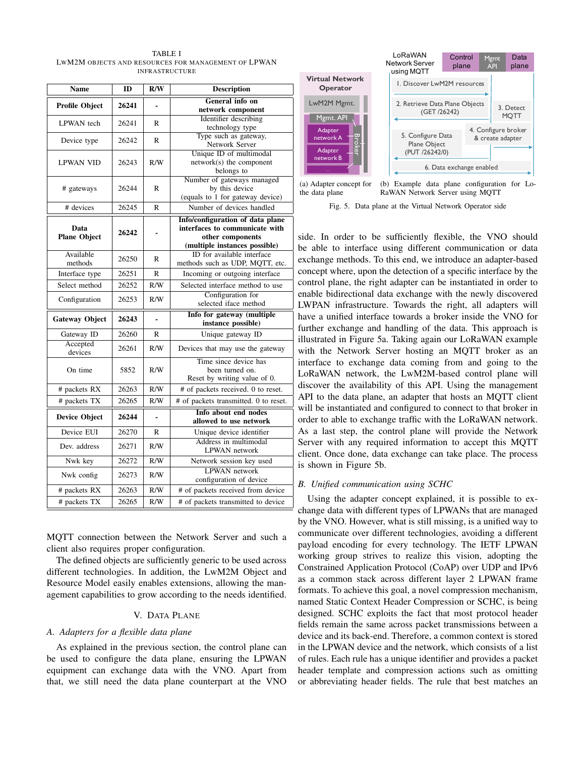TABLE I
LwM2M OBJECTS AND RESOURCES FOR MANAGEMENT OF LPWAN INFRASTRUCTURE

| Name | ID | R/W | Description |
|---|---|---|---|
| **Profile Object** | **26241** | **-** | **General info on network component** |
| LPWAN tech | 26241 | R | Identifier describing technology type |
| Device type | 26242 | R | Type such as gateway, Network Server |
| LPWAN VID | 26243 | R/W | Unique ID of multimodal network(s) the component belongs to |
| # gateways | 26244 | R | Number of gateways managed by this device (equals to 1 for gateway device) |
| # devices | 26245 | R | Number of devices handled |
| **Data Plane Object** | **26242** | **-** | **Info/configuration of data plane interfaces to communicate with other components (multiple instances possible)** |
| Available methods | 26250 | R | ID for available interface methods such as UDP, MQTT, etc. |
| Interface type | 26251 | R | Incoming or outgoing interface |
| Select method | 26252 | R/W | Selected interface method to use |
| Configuration | 26253 | R/W | Configuration for selected iface method |
| **Gateway Object** | **26243** | **-** | **Info for gateway (multiple instance possible)** |
| Gateway ID | 26260 | R | Unique gateway ID |
| Accepted devices | 26261 | R/W | Devices that may use the gateway |
| On time | 5852 | R/W | Time since device has been turned on. Reset by writing value of 0. |
| # packets RX | 26263 | R/W | # of packets received. 0 to reset. |
| # packets TX | 26265 | R/W | # of packets transmitted. 0 to reset. |
| **Device Object** | **26244** | **-** | **Info about end nodes allowed to use network** |
| Device EUI | 26270 | R | Unique device identifier |
| Dev. address | 26271 | R/W | Address in multimodal LPWAN network |
| Nwk key | 26272 | R/W | Network session key used |
| Nwk config | 26273 | R/W | LPWAN network configuration of device |
| # packets RX | 26263 | R/W | # of packets received from device |
| # packets TX | 26265 | R/W | # of packets transmitted to device |

MQTT connection between the Network Server and such a client also requires proper configuration.

The defined objects are sufficiently generic to be used across different technologies. In addition, the LwM2M Object and Resource Model easily enables extensions, allowing the management capabilities to grow according to the needs identified.

## V. Data Plane

### *A. Adapters for a flexible data plane*

As explained in the previous section, the control plane can be used to configure the data plane, ensuring the LPWAN equipment can exchange data with the VNO. Apart from that, we still need the data plane counterpart at the VNO side. In order to be sufficiently flexible, the VNO should be able to interface using different communication or data exchange methods. To this end, we introduce an adapter-based concept where, upon the detection of a specific interface by the control plane, the right adapter can be instantiated in order to enable bidirectional data exchange with the newly discovered LWPAN infrastructure. Towards the right, all adapters will have a unified interface towards a broker inside the VNO for further exchange and handling of the data. This approach is illustrated in Figure 5a. Taking again our LoRaWAN example with the Network Server hosting an MQTT broker as an interface to exchange data coming from and going to the LoRaWAN network, the LwM2M-based control plane will discover the availability of this API. Using the management API to the data plane, an adapter that hosts an MQTT client will be instantiated and configured to connect to that broker in order to able to exchange traffic with the LoRaWAN network. As a last step, the control plane will provide the Network Server with any required information to accept this MQTT client. Once done, data exchange can take place. The process is shown in Figure 5b.

(a) Adapter concept for the data plane

(b) Example data plane configuration for LoRaWAN Network Server using MQTT

Fig. 5. Data plane at the Virtual Network Operator side

### *B. Unified communication using SCHC*

Using the adapter concept explained, it is possible to exchange data with different types of LPWANs that are managed by the VNO. However, what is still missing, is a unified way to communicate over different technologies, avoiding a different payload encoding for every technology. The IETF LPWAN working group strives to realize this vision, adopting the Constrained Application Protocol (CoAP) over UDP and IPv6 as a common stack across different layer 2 LPWAN frame formats. To achieve this goal, a novel compression mechanism, named Static Context Header Compression or SCHC, is being designed. SCHC exploits the fact that most protocol header fields remain the same across packet transmissions between a device and its back-end. Therefore, a common context is stored in the LPWAN device and the network, which consists of a list of rules. Each rule has a unique identifier and provides a packet header template and compression actions such as omitting or abbreviating header fields. The rule that best matches an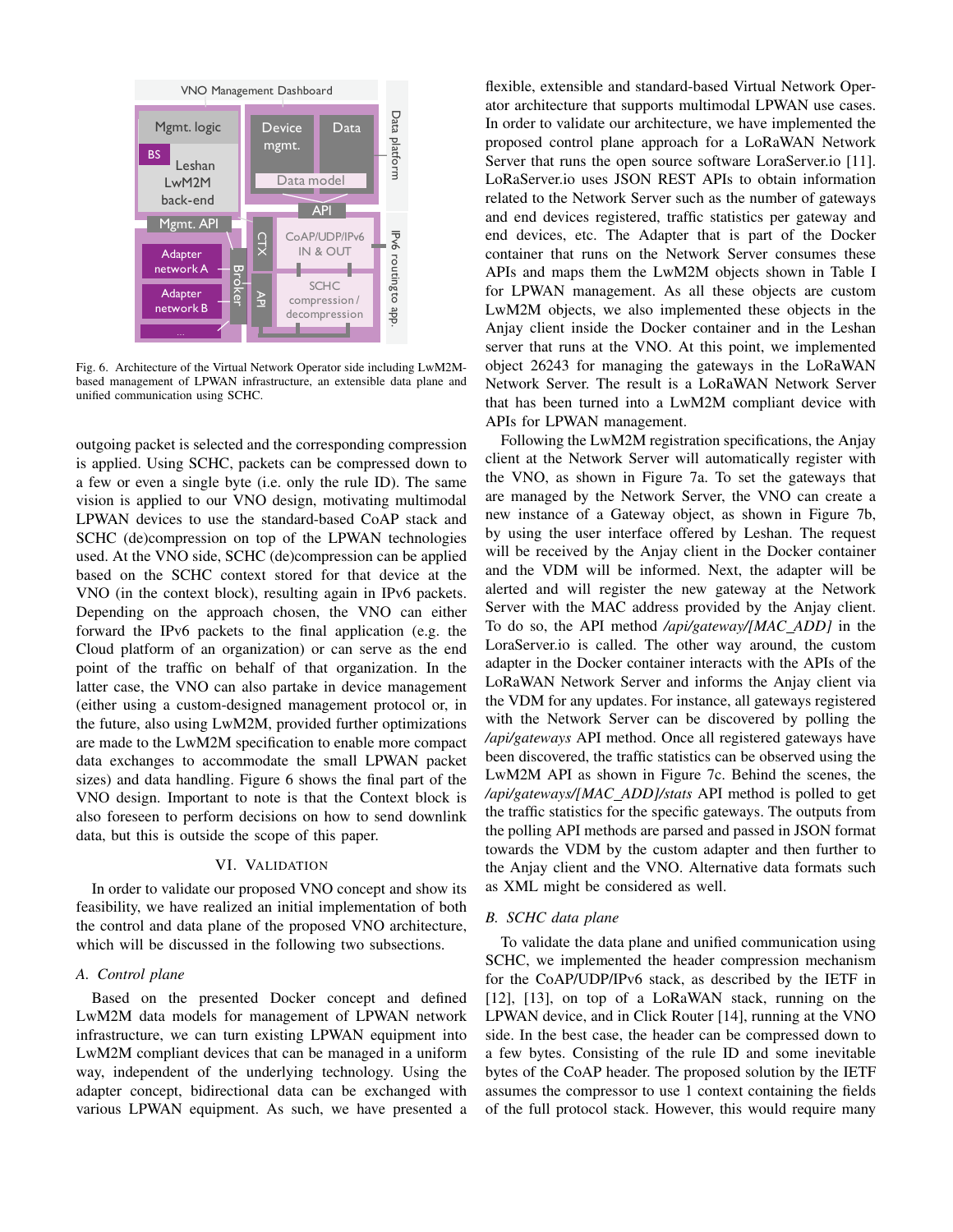Fig. 6. Architecture of the Virtual Network Operator side including LwM2M-based management of LPWAN infrastructure, an extensible data plane and unified communication using SCHC.

outgoing packet is selected and the corresponding compression is applied. Using SCHC, packets can be compressed down to a few or even a single byte (i.e. only the rule ID). The same vision is applied to our VNO design, motivating multimodal LPWAN devices to use the standard-based CoAP stack and SCHC (de)compression on top of the LPWAN technologies used. At the VNO side, SCHC (de)compression can be applied based on the SCHC context stored for that device at the VNO (in the context block), resulting again in IPv6 packets. Depending on the approach chosen, the VNO can either forward the IPv6 packets to the final application (e.g. the Cloud platform of an organization) or can serve as the end point of the traffic on behalf of that organization. In the latter case, the VNO can also partake in device management (either using a custom-designed management protocol or, in the future, also using LwM2M, provided further optimizations are made to the LwM2M specification to enable more compact data exchanges to accommodate the small LPWAN packet sizes) and data handling. Figure 6 shows the final part of the VNO design. Important to note is that the Context block is also foreseen to perform decisions on how to send downlink data, but this is outside the scope of this paper.

## VI. Validation

In order to validate our proposed VNO concept and show its feasibility, we have realized an initial implementation of both the control and data plane of the proposed VNO architecture, which will be discussed in the following two subsections.

### A. Control plane

Based on the presented Docker concept and defined LwM2M data models for management of LPWAN network infrastructure, we can turn existing LPWAN equipment into LwM2M compliant devices that can be managed in a uniform way, independent of the underlying technology. Using the adapter concept, bidirectional data can be exchanged with various LPWAN equipment. As such, we have presented a flexible, extensible and standard-based Virtual Network Operator architecture that supports multimodal LPWAN use cases. In order to validate our architecture, we have implemented the proposed control plane approach for a LoRaWAN Network Server that runs the open source software LoraServer.io [11]. LoraServer.io uses JSON REST APIs to obtain information related to the Network Server such as the number of gateways and end devices registered, traffic statistics per gateway and end devices, etc. The Adapter that is part of the Docker container that runs on the Network Server consumes these APIs and maps them the LwM2M objects shown in Table I for LPWAN management. As all these objects are custom LwM2M objects, we also implemented these objects in the Anjay client inside the Docker container and in the Leshan server that runs at the VNO. At this point, we implemented object 26243 for managing the gateways in the LoRaWAN Network Server. The result is a LoRaWAN Network Server that has been turned into a LwM2M compliant device with APIs for LPWAN management.

Following the LwM2M registration specifications, the Anjay client at the Network Server will automatically register with the VNO, as shown in Figure 7a. To set the gateways that are managed by the Network Server, the VNO can create a new instance of a Gateway object, as shown in Figure 7b, by using the user interface offered by Leshan. The request will be received by the Anjay client in the Docker container and the VDM will be informed. Next, the adapter will be alerted and will register the new gateway at the Network Server with the MAC address provided by the Anjay client. To do so, the API method */api/gateway/[MAC_ADD]* in the LoraServer.io is called. The other way around, the custom adapter in the Docker container interacts with the APIs of the LoRaWAN Network Server and informs the Anjay client via the VDM for any updates. For instance, all gateways registered with the Network Server can be discovered by polling the */api/gateways* API method. Once all registered gateways have been discovered, the traffic statistics can be observed using the LwM2M API as shown in Figure 7c. Behind the scenes, the */api/gateways/[MAC_ADD]/stats* API method is polled to get the traffic statistics for the specific gateways. The outputs from the polling API methods are parsed and passed in JSON format towards the VDM by the custom adapter and then further to the Anjay client and the VNO. Alternative data formats such as XML might be considered as well.

### B. SCHC data plane

To validate the data plane and unified communication using SCHC, we implemented the header compression mechanism for the CoAP/UDP/IPv6 stack, as described by the IETF in [12], [13], on top of a LoRaWAN stack, running on the LPWAN device, and in Click Router [14], running at the VNO side. In the best case, the header can be compressed down to a few bytes. Consisting of the rule ID and some inevitable bytes of the CoAP header. The proposed solution by the IETF assumes the compressor to use 1 context containing the fields of the full protocol stack. However, this would require many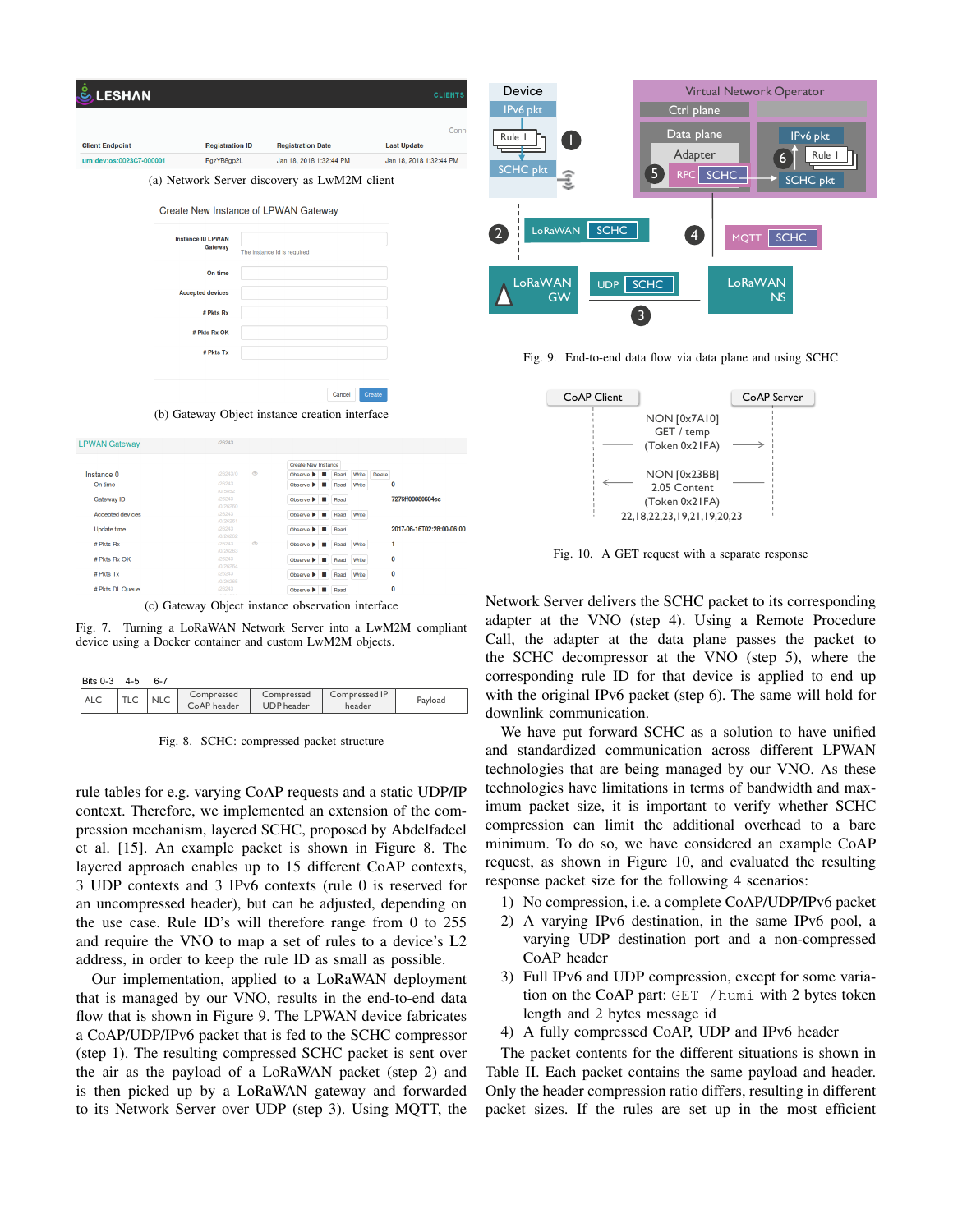(a) Network Server discovery as LwM2M client

(b) Gateway Object instance creation interface

(c) Gateway Object instance observation interface

Fig. 7. Turning a LoRaWAN Network Server into a LwM2M compliant device using a Docker container and custom LwM2M objects.

| Bits 0-3 | 4-5 | 6-7 | | | | |
|---|---|---|---|---|---|---|
| ALC | TLC | NLC | Compressed CoAP header | Compressed UDP header | Compressed IP header | Payload |

Fig. 8. SCHC: compressed packet structure

Fig. 9. End-to-end data flow via data plane and using SCHC

Fig. 10. A GET request with a separate response

rule tables for e.g. varying CoAP requests and a static UDP/IP context. Therefore, we implemented an extension of the compression mechanism, layered SCHC, proposed by Abdelfadeel et al. [15]. An example packet is shown in Figure 8. The layered approach enables up to 15 different CoAP contexts, 3 UDP contexts and 3 IPv6 contexts (rule 0 is reserved for an uncompressed header), but can be adjusted, depending on the use case. Rule ID's will therefore range from 0 to 255 and require the VNO to map a set of rules to a device's L2 address, in order to keep the rule ID as small as possible.

Our implementation, applied to a LoRaWAN deployment that is managed by our VNO, results in the end-to-end data flow that is shown in Figure 9. The LPWAN device fabricates a CoAP/UDP/IPv6 packet that is fed to the SCHC compressor (step 1). The resulting compressed SCHC packet is sent over the air as the payload of a LoRaWAN packet (step 2) and is then picked up by a LoRaWAN gateway and forwarded to its Network Server over UDP (step 3). Using MQTT, the Network Server delivers the SCHC packet to its corresponding adapter at the VNO (step 4). Using a Remote Procedure Call, the adapter at the data plane passes the packet to the SCHC decompressor at the VNO (step 5), where the corresponding rule ID for that device is applied to end up with the original IPv6 packet (step 6). The same will hold for downlink communication.

We have put forward SCHC as a solution to have unified and standardized communication across different LPWAN technologies that are being managed by our VNO. As these technologies have limitations in terms of bandwidth and maximum packet size, it is important to verify whether SCHC compression can limit the additional overhead to a bare minimum. To do so, we have considered an example CoAP request, as shown in Figure 10, and evaluated the resulting response packet size for the following 4 scenarios:

1) No compression, i.e. a complete CoAP/UDP/IPv6 packet
2) A varying IPv6 destination, in the same IPv6 pool, a varying UDP destination port and a non-compressed CoAP header
3) Full IPv6 and UDP compression, except for some variation on the CoAP part: `GET /humi` with 2 bytes token length and 2 bytes message id
4) A fully compressed CoAP, UDP and IPv6 header

The packet contents for the different situations is shown in Table II. Each packet contains the same payload and header. Only the header compression ratio differs, resulting in different packet sizes. If the rules are set up in the most efficient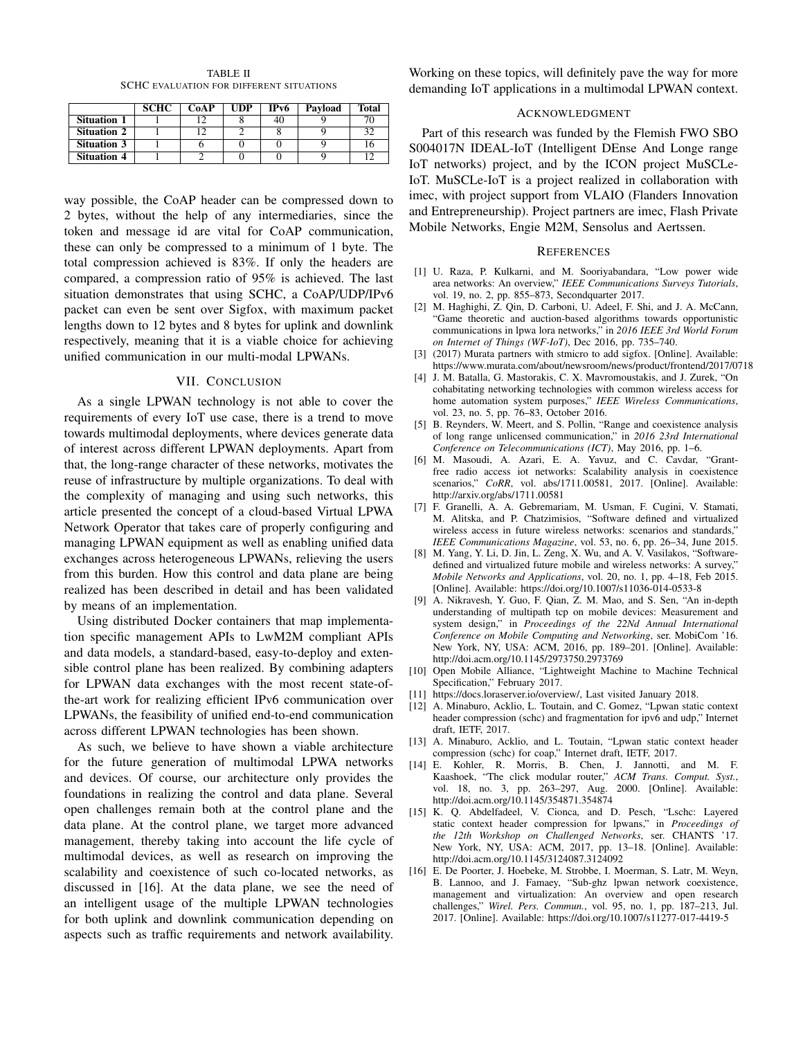TABLE II
SCHC EVALUATION FOR DIFFERENT SITUATIONS

| | SCHC | CoAP | UDP | IPv6 | Payload | Total |
|---|---|---|---|---|---|---|
| **Situation 1** | 1 | 12 | 8 | 40 | 9 | 70 |
| **Situation 2** | 1 | 12 | 2 | 8 | 9 | 32 |
| **Situation 3** | 1 | 6 | 0 | 0 | 9 | 16 |
| **Situation 4** | 1 | 2 | 0 | 0 | 9 | 12 |

way possible, the CoAP header can be compressed down to 2 bytes, without the help of any intermediaries, since the token and message id are vital for CoAP communication, these can only be compressed to a minimum of 1 byte. The total compression achieved is 83%. If only the headers are compared, a compression ratio of 95% is achieved. The last situation demonstrates that using SCHC, a CoAP/UDP/IPv6 packet can even be sent over Sigfox, with maximum packet lengths down to 12 bytes and 8 bytes for uplink and downlink respectively, meaning that it is a viable choice for achieving unified communication in our multi-modal LPWANs.

## VII. Conclusion

As a single LPWAN technology is not able to cover the requirements of every IoT use case, there is a trend to move towards multimodal deployments, where devices generate data of interest across different LPWAN deployments. Apart from that, the long-range character of these networks, motivates the reuse of infrastructure by multiple organizations. To deal with the complexity of managing and using such networks, this article presented the concept of a cloud-based Virtual LPWA Network Operator that takes care of properly configuring and managing LPWAN equipment as well as enabling unified data exchanges across heterogeneous LPWANs, relieving the users from this burden. How this control and data plane are being realized has been described in detail and has been validated by means of an implementation.

Using distributed Docker containers that map implementation specific management APIs to LwM2M compliant APIs and data models, a standard-based, easy-to-deploy and extensible control plane has been realized. By combining adapters for LPWAN data exchanges with the most recent state-of-the-art work for realizing efficient IPv6 communication over LPWANs, the feasibility of unified end-to-end communication across different LPWAN technologies has been shown.

As such, we believe to have shown a viable architecture for the future generation of multimodal LPWA networks and devices. Of course, our architecture only provides the foundations in realizing the control and data plane. Several open challenges remain both at the control plane and the data plane. At the control plane, we target more advanced management, thereby taking into account the life cycle of multimodal devices, as well as research on improving the scalability and coexistence of such co-located networks, as discussed in [16]. At the data plane, we see the need of an intelligent usage of the multiple LPWAN technologies for both uplink and downlink communication depending on aspects such as traffic requirements and network availability. Working on these topics, will definitely pave the way for more demanding IoT applications in a multimodal LPWAN context.

## Acknowledgment

Part of this research was funded by the Flemish FWO SBO S004017N IDEAL-IoT (Intelligent DEnse And Longe range IoT networks) project, and by the ICON project MuSCLe-IoT. MuSCLe-IoT is a project realized in collaboration with imec, with project support from VLAIO (Flanders Innovation and Entrepreneurship). Project partners are imec, Flash Private Mobile Networks, Engie M2M, Sensolus and Aertssen.

## References

[1] U. Raza, P. Kulkarni, and M. Sooriyabandara, "Low power wide area networks: An overview," *IEEE Communications Surveys Tutorials*, vol. 19, no. 2, pp. 855–873, Secondquarter 2017.

[2] M. Haghighi, Z. Qin, D. Carboni, U. Adeel, F. Shi, and J. A. McCann, "Game theoretic and auction-based algorithms towards opportunistic communications in lpwa lora networks," in *2016 IEEE 3rd World Forum on Internet of Things (WF-IoT)*, Dec 2016, pp. 735–740.

[3] (2017) Murata partners with stmicro to add sigfox. [Online]. Available: https://www.murata.com/about/newsroom/news/product/frontend/2017/0718

[4] J. M. Batalla, G. Mastorakis, C. X. Mavromoustakis, and J. Zurek, "On cohabitating networking technologies with common wireless access for home automation system purposes," *IEEE Wireless Communications*, vol. 23, no. 5, pp. 76–83, October 2016.

[5] B. Reynders, W. Meert, and S. Pollin, "Range and coexistence analysis of long range unlicensed communication," in *2016 23rd International Conference on Telecommunications (ICT)*, May 2016, pp. 1–6.

[6] M. Masoudi, A. Azari, E. A. Yavuz, and C. Cavdar, "Grant-free radio access iot networks: Scalability analysis in coexistence scenarios," *CoRR*, vol. abs/1711.00581, 2017. [Online]. Available: http://arxiv.org/abs/1711.00581

[7] F. Granelli, A. A. Gebremariam, M. Usman, F. Cugini, V. Stamati, M. Alitska, and P. Chatzimisios, "Software defined and virtualized wireless access in future wireless networks: scenarios and standards," *IEEE Communications Magazine*, vol. 53, no. 6, pp. 26–34, June 2015.

[8] M. Yang, Y. Li, D. Jin, L. Zeng, X. Wu, and A. V. Vasilakos, "Software-defined and virtualized future mobile and wireless networks: A survey," *Mobile Networks and Applications*, vol. 20, no. 1, pp. 4–18, Feb 2015. [Online]. Available: https://doi.org/10.1007/s11036-014-0533-8

[9] A. Nikravesh, Y. Guo, F. Qian, Z. M. Mao, and S. Sen, "An in-depth understanding of multipath tcp on mobile devices: Measurement and system design," in *Proceedings of the 22Nd Annual International Conference on Mobile Computing and Networking*, ser. MobiCom '16. New York, NY, USA: ACM, 2016, pp. 189–201. [Online]. Available: http://doi.acm.org/10.1145/2973750.2973769

[10] Open Mobile Alliance, "Lightweight Machine to Machine Technical Specification," February 2017.

[11] https://docs.loraserver.io/overview/, Last visited January 2018.

[12] A. Minaburo, Acklio, L. Toutain, and C. Gomez, "Lpwan static context header compression (schc) and fragmentation for ipv6 and udp," Internet draft, IETF, 2017.

[13] A. Minaburo, Acklio, and L. Toutain, "Lpwan static context header compression (schc) for coap," Internet draft, IETF, 2017.

[14] E. Kohler, R. Morris, B. Chen, J. Jannotti, and M. F. Kaashoek, "The click modular router," *ACM Trans. Comput. Syst.*, vol. 18, no. 3, pp. 263–297, Aug. 2000. [Online]. Available: http://doi.acm.org/10.1145/354871.354874

[15] K. Q. Abdelfadeel, V. Cionca, and D. Pesch, "Lschc: Layered static context header compression for lpwans," in *Proceedings of the 12th Workshop on Challenged Networks*, ser. CHANTS '17. New York, NY, USA: ACM, 2017, pp. 13–18. [Online]. Available: http://doi.acm.org/10.1145/3124087.3124092

[16] E. De Poorter, J. Hoebeke, M. Strobbe, I. Moerman, S. Latr, M. Weyn, B. Lannoo, and J. Famaey, "Sub-ghz lpwan network coexistence, management and virtualization: An overview and open research challenges," *Wirel. Pers. Commun.*, vol. 95, no. 1, pp. 187–213, Jul. 2017. [Online]. Available: https://doi.org/10.1007/s11277-017-4419-5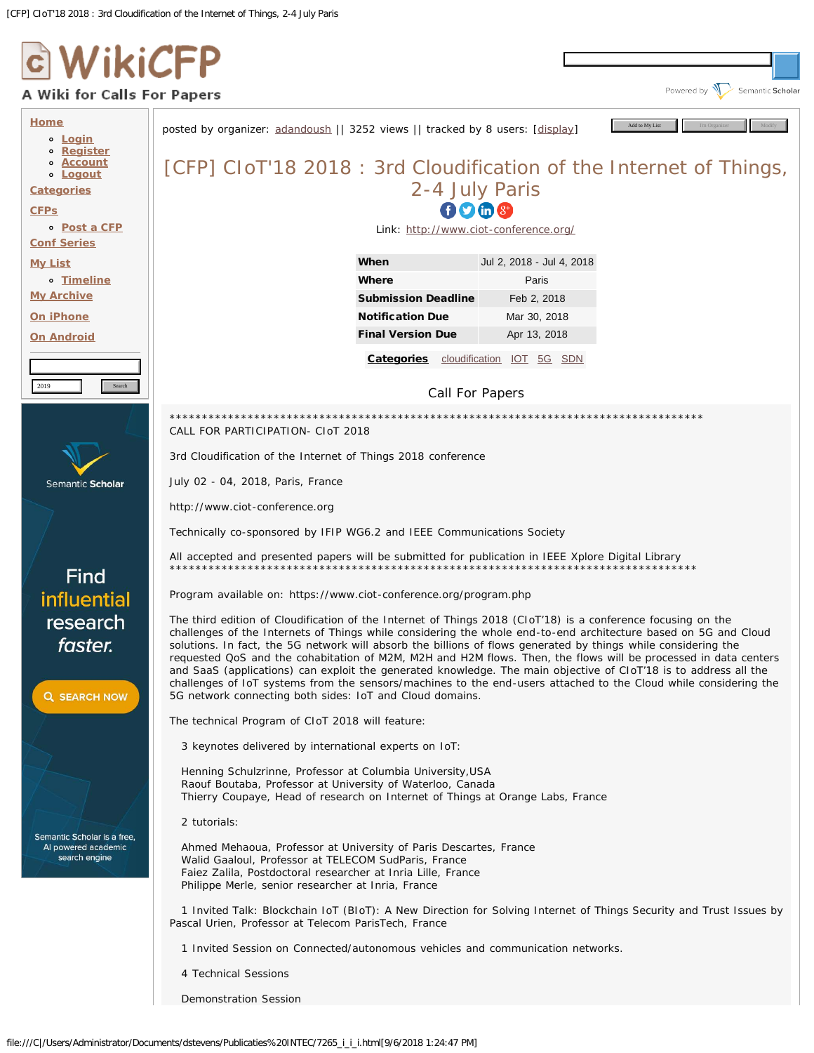# WikiCFP

A Wiki for Calls For Papers

Powered by Semantic Scholar

- **Home**
  - Login
  - Register
  - Account
  - Logout
- **Categories**
- **CFPs**
  - Post a CFP
- **Conf Series**
- **My List**
  - Timeline
- **My Archive**
- **On iPhone**
- **On Android**

posted by organizer: adandoush || 3252 views || tracked by 8 users: [display]

## [CFP] CIoT'18 2018 : 3rd Cloudification of the Internet of Things, 2-4 July Paris

Link: http://www.ciot-conference.org/

| | |
|---|---|
| **When** | Jul 2, 2018 - Jul 4, 2018 |
| **Where** | Paris |
| **Submission Deadline** | Feb 2, 2018 |
| **Notification Due** | Mar 30, 2018 |
| **Final Version Due** | Apr 13, 2018 |

**Categories** cloudification IOT 5G SDN

### Call For Papers

*******************************************************************************
CALL FOR PARTICIPATION- CIoT 2018

3rd Cloudification of the Internet of Things 2018 conference

July 02 - 04, 2018, Paris, France

http://www.ciot-conference.org

Technically co-sponsored by IFIP WG6.2 and IEEE Communications Society

All accepted and presented papers will be submitted for publication in IEEE Xplore Digital Library
*******************************************************************************

Program available on: https://www.ciot-conference.org/program.php

The third edition of Cloudification of the Internet of Things 2018 (CIoT'18) is a conference focusing on the challenges of the Internets of Things while considering the whole end-to-end architecture based on 5G and Cloud solutions. In fact, the 5G network will absorb the billions of flows generated by things while considering the requested QoS and the cohabitation of M2M, M2H and H2M flows. Then, the flows will be processed in data centers and SaaS (applications) can exploit the generated knowledge. The main objective of CIoT'18 is to address all the challenges of IoT systems from the sensors/machines to the end-users attached to the Cloud while considering the 5G network connecting both sides: IoT and Cloud domains.

The technical Program of CIoT 2018 will feature:

3 keynotes delivered by international experts on IoT:

Henning Schulzrinne, Professor at Columbia University,USA
Raouf Boutaba, Professor at University of Waterloo, Canada
Thierry Coupaye, Head of research on Internet of Things at Orange Labs, France

2 tutorials:

Ahmed Mehaoua, Professor at University of Paris Descartes, France
Walid Gaaloul, Professor at TELECOM SudParis, France
Faiez Zalila, Postdoctoral researcher at Inria Lille, France
Philippe Merle, senior researcher at Inria, France

1 Invited Talk: Blockchain IoT (BIoT): A New Direction for Solving Internet of Things Security and Trust Issues by Pascal Urien, Professor at Telecom ParisTech, France

1 Invited Session on Connected/autonomous vehicles and communication networks.

4 Technical Sessions

Demonstration Session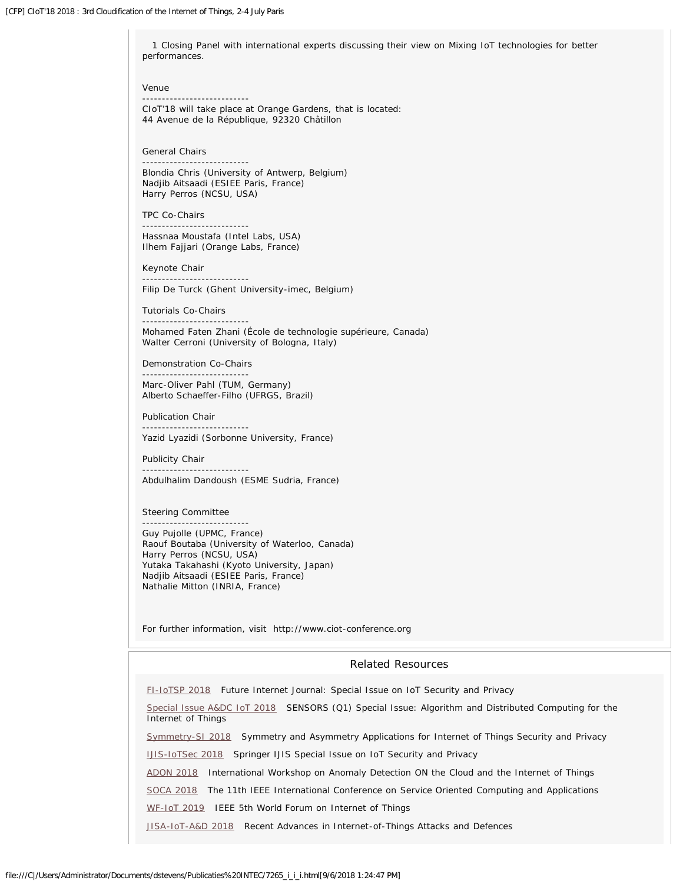1 Closing Panel with international experts discussing their view on Mixing IoT technologies for better performances.

## Venue

CIoT'18 will take place at Orange Gardens, that is located:
44 Avenue de la République, 92320 Châtillon

## General Chairs

Blondia Chris (University of Antwerp, Belgium)
Nadjib Aitsaadi (ESIEE Paris, France)
Harry Perros (NCSU, USA)

## TPC Co-Chairs

Hassnaa Moustafa (Intel Labs, USA)
Ilhem Fajjari (Orange Labs, France)

## Keynote Chair

Filip De Turck (Ghent University-imec, Belgium)

## Tutorials Co-Chairs

Mohamed Faten Zhani (École de technologie supérieure, Canada)
Walter Cerroni (University of Bologna, Italy)

## Demonstration Co-Chairs

Marc-Oliver Pahl (TUM, Germany)
Alberto Schaeffer-Filho (UFRGS, Brazil)

## Publication Chair

Yazid Lyazidi (Sorbonne University, France)

## Publicity Chair

Abdulhalim Dandoush (ESME Sudria, France)

## Steering Committee

Guy Pujolle (UPMC, France)
Raouf Boutaba (University of Waterloo, Canada)
Harry Perros (NCSU, USA)
Yutaka Takahashi (Kyoto University, Japan)
Nadjib Aitsaadi (ESIEE Paris, France)
Nathalie Mitton (INRIA, France)

For further information, visit http://www.ciot-conference.org

## Related Resources

- FI-IoTSP 2018 Future Internet Journal: Special Issue on IoT Security and Privacy
- Special Issue A&DC IoT 2018 SENSORS (Q1) Special Issue: Algorithm and Distributed Computing for the Internet of Things
- Symmetry-SI 2018 Symmetry and Asymmetry Applications for Internet of Things Security and Privacy
- IJIS-IoTSec 2018 Springer IJIS Special Issue on IoT Security and Privacy
- ADON 2018 International Workshop on Anomaly Detection ON the Cloud and the Internet of Things
- SOCA 2018 The 11th IEEE International Conference on Service Oriented Computing and Applications
- WF-IoT 2019 IEEE 5th World Forum on Internet of Things
- JISA-IoT-A&D 2018 Recent Advances in Internet-of-Things Attacks and Defences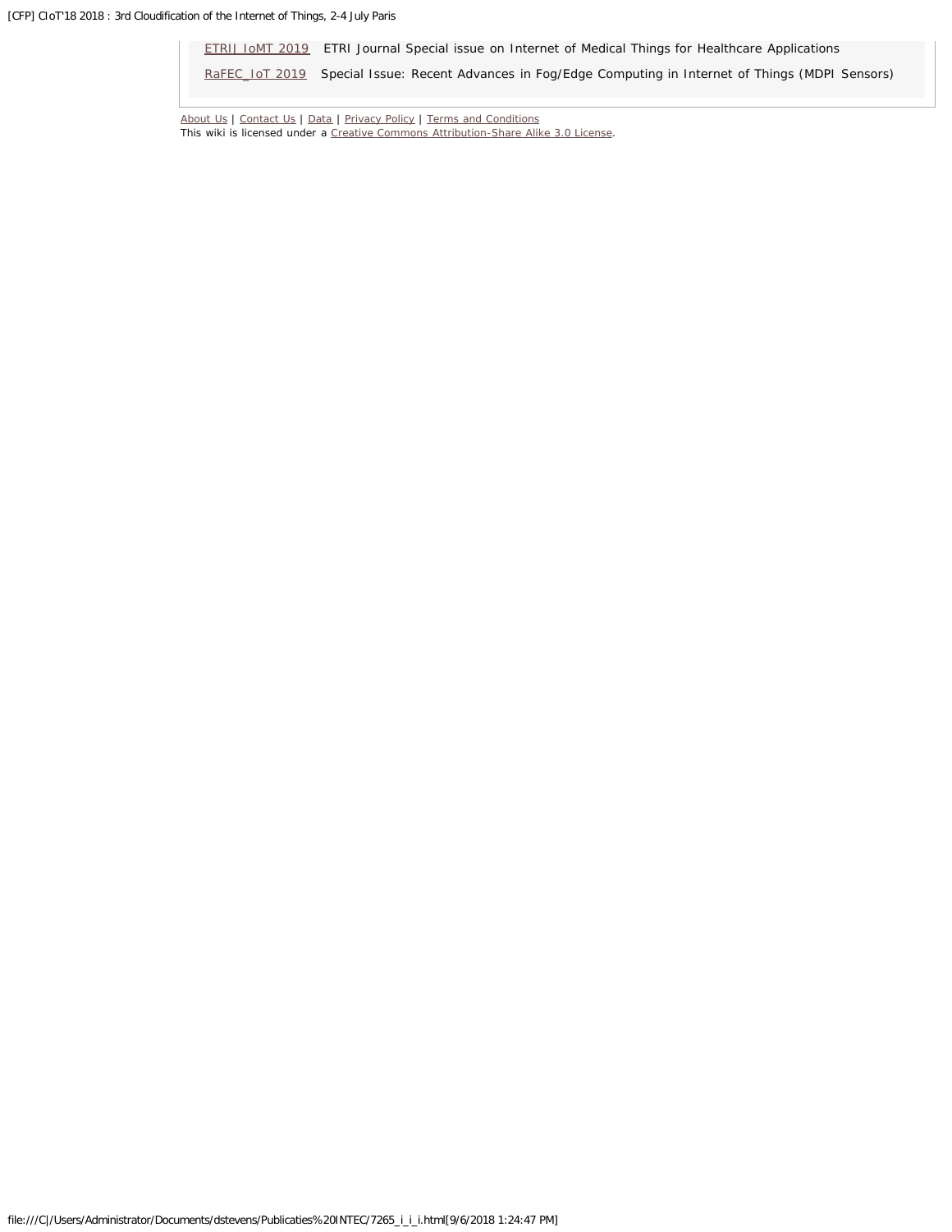ETRIJ IoMT 2019 ETRI Journal Special issue on Internet of Medical Things for Healthcare Applications

RaFEC_IoT 2019 Special Issue: Recent Advances in Fog/Edge Computing in Internet of Things (MDPI Sensors)

About Us | Contact Us | Data | Privacy Policy | Terms and Conditions

This wiki is licensed under a Creative Commons Attribution-Share Alike 3.0 License.